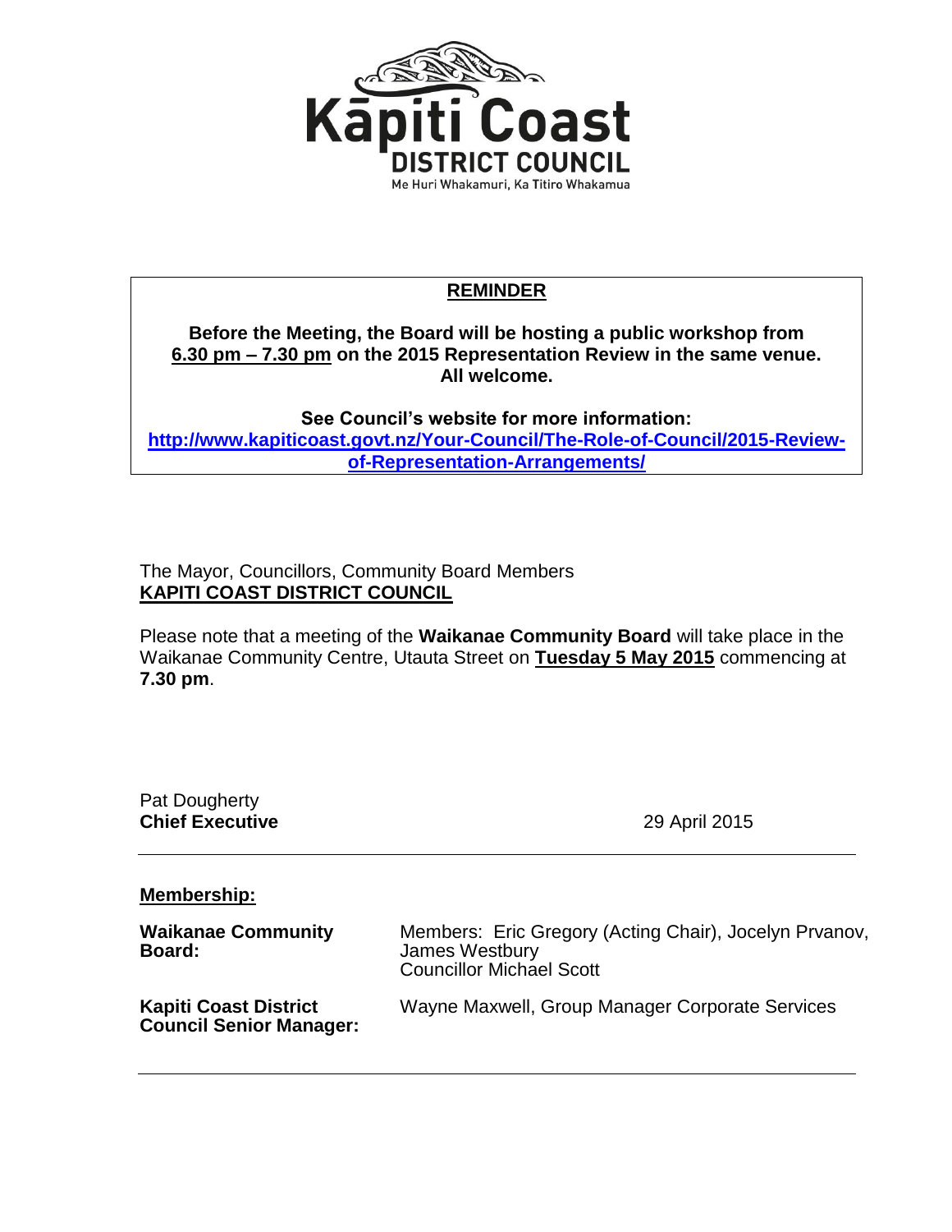Kāpiti Coast
DISTRICT COUNCIL
Me Huri Whakamuri, Ka Titiro Whakamua

**REMINDER**

**Before the Meeting, the Board will be hosting a public workshop from 6.30 pm – 7.30 pm on the 2015 Representation Review in the same venue. All welcome.**

**See Council's website for more information:**
**http://www.kapiticoast.govt.nz/Your-Council/The-Role-of-Council/2015-Review-of-Representation-Arrangements/**

The Mayor, Councillors, Community Board Members
**KAPITI COAST DISTRICT COUNCIL**

Please note that a meeting of the **Waikanae Community Board** will take place in the Waikanae Community Centre, Utauta Street on **Tuesday 5 May 2015** commencing at **7.30 pm**.

Pat Dougherty
**Chief Executive**

29 April 2015

**Membership:**

| | |
|---|---|
| **Waikanae Community Board:** | Members: Eric Gregory (Acting Chair), Jocelyn Prvanov, James Westbury<br>Councillor Michael Scott |
| **Kapiti Coast District Council Senior Manager:** | Wayne Maxwell, Group Manager Corporate Services |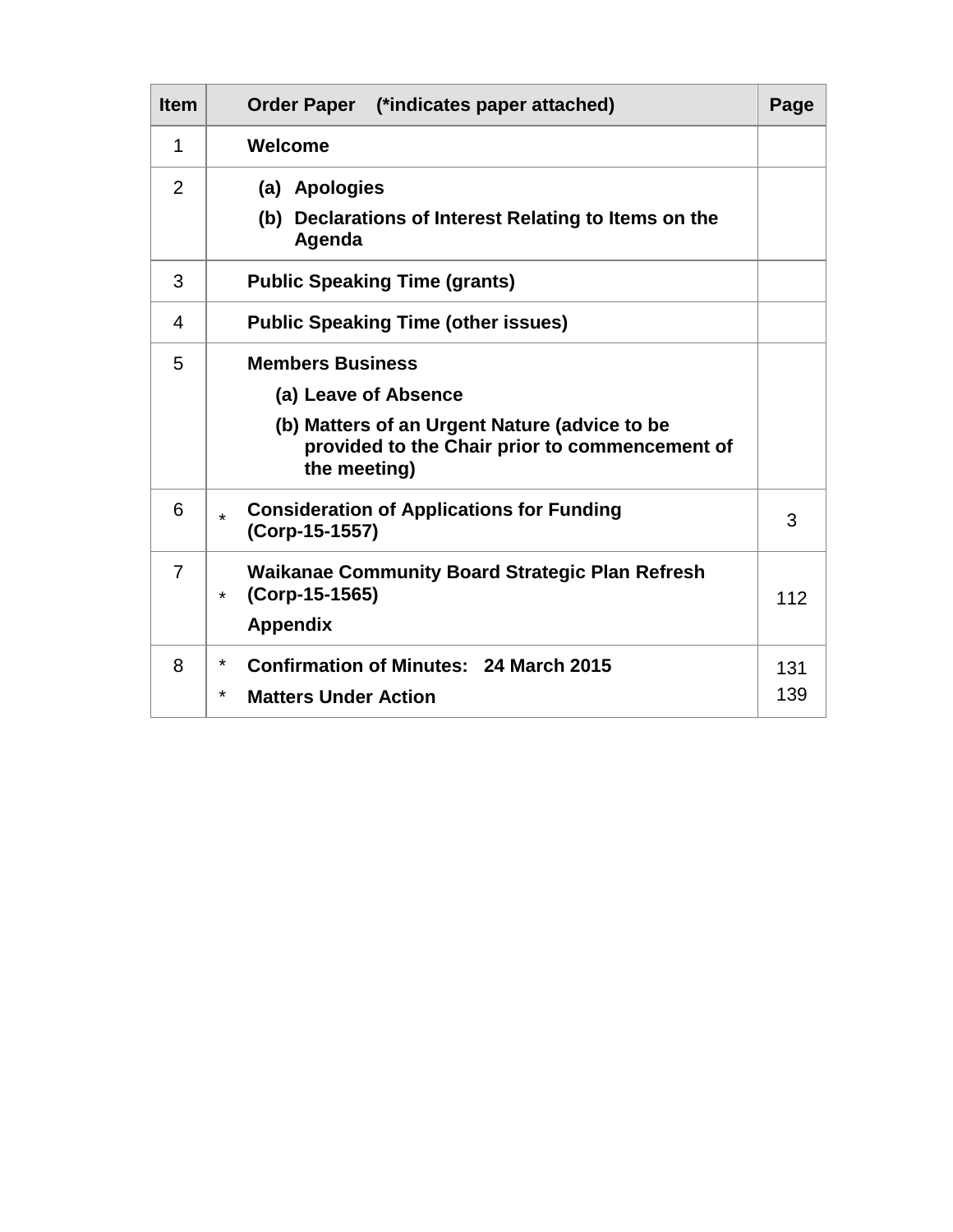| Item | | Order Paper (*indicates paper attached) | Page |
|---|---|---|---|
| 1 | | **Welcome** | |
| 2 | | **(a) Apologies**<br>**(b) Declarations of Interest Relating to Items on the Agenda** | |
| 3 | | **Public Speaking Time (grants)** | |
| 4 | | **Public Speaking Time (other issues)** | |
| 5 | | **Members Business**<br>**(a) Leave of Absence**<br>**(b) Matters of an Urgent Nature (advice to be provided to the Chair prior to commencement of the meeting)** | |
| 6 | * | **Consideration of Applications for Funding (Corp-15-1557)** | 3 |
| 7 | * | **Waikanae Community Board Strategic Plan Refresh (Corp-15-1565)**<br>**Appendix** | 112 |
| 8 | *<br>* | **Confirmation of Minutes: 24 March 2015**<br>**Matters Under Action** | 131<br>139 |